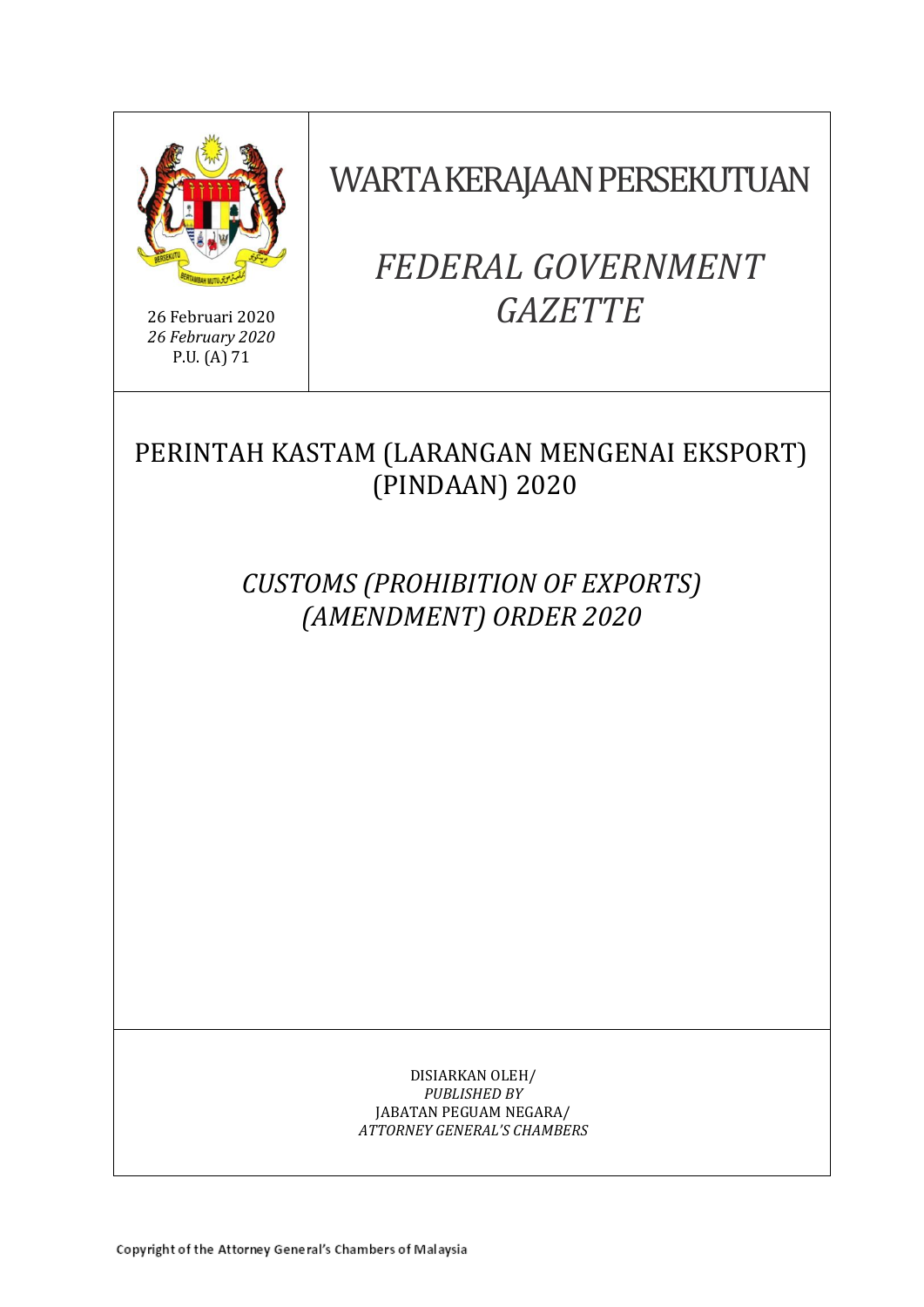26 Februari 2020
*26 February 2020*
P.U. (A) 71

# WARTA KERAJAAN PERSEKUTUAN

# *FEDERAL GOVERNMENT GAZETTE*

## PERINTAH KASTAM (LARANGAN MENGENAI EKSPORT) (PINDAAN) 2020

## *CUSTOMS (PROHIBITION OF EXPORTS) (AMENDMENT) ORDER 2020*

DISIARKAN OLEH/
*PUBLISHED BY*
JABATAN PEGUAM NEGARA/
*ATTORNEY GENERAL'S CHAMBERS*

Copyright of the Attorney General's Chambers of Malaysia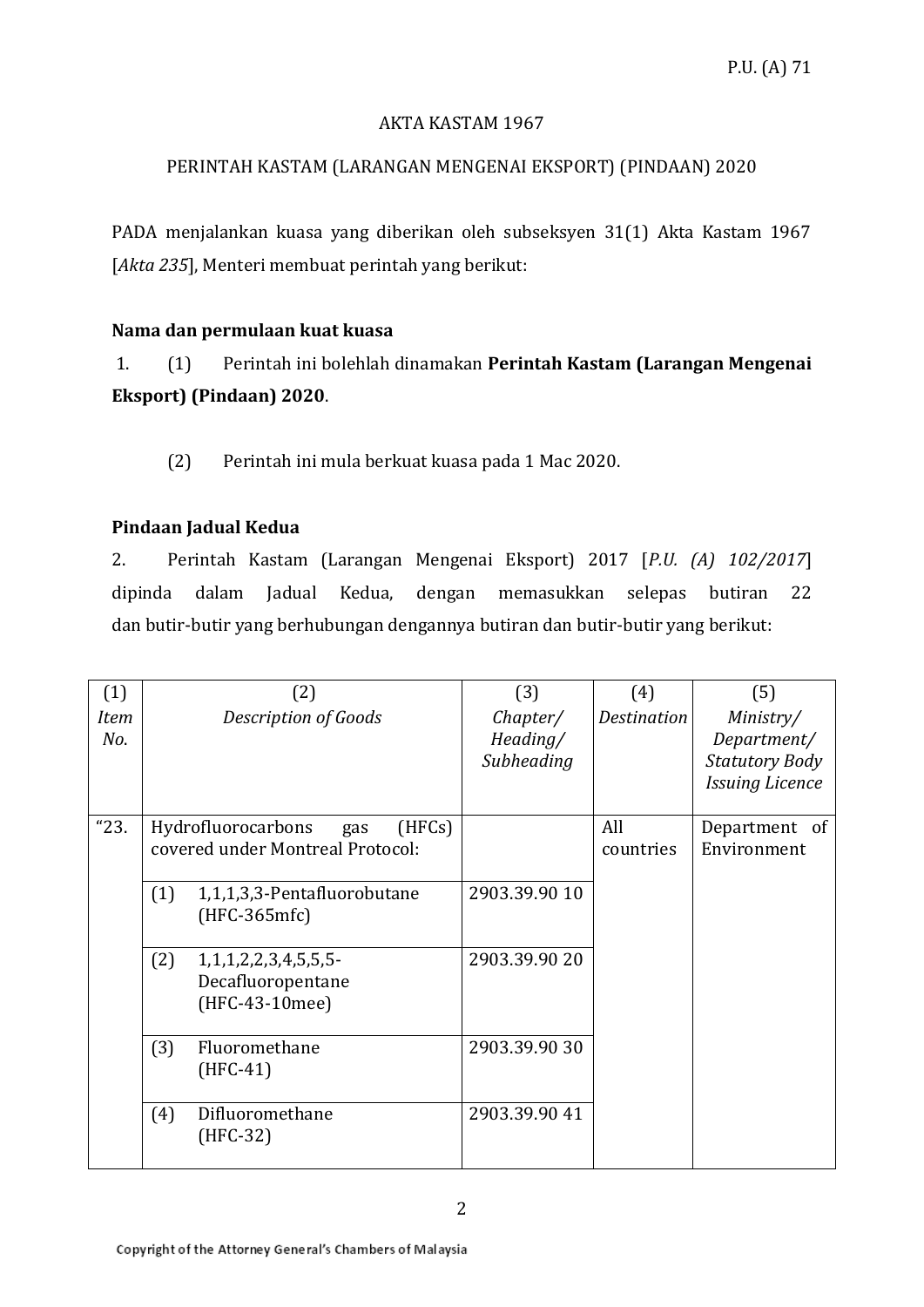AKTA KASTAM 1967

PERINTAH KASTAM (LARANGAN MENGENAI EKSPORT) (PINDAAN) 2020

PADA menjalankan kuasa yang diberikan oleh subseksyen 31(1) Akta Kastam 1967 [*Akta 235*], Menteri membuat perintah yang berikut:

**Nama dan permulaan kuat kuasa**

1. (1) Perintah ini bolehlah dinamakan **Perintah Kastam (Larangan Mengenai Eksport) (Pindaan) 2020**.

(2) Perintah ini mula berkuat kuasa pada 1 Mac 2020.

**Pindaan Jadual Kedua**

2. Perintah Kastam (Larangan Mengenai Eksport) 2017 [*P.U. (A) 102/2017*] dipinda dalam Jadual Kedua, dengan memasukkan selepas butiran 22 dan butir-butir yang berhubungan dengannya butiran dan butir-butir yang berikut:

| (1) *Item No.* | (2) *Description of Goods* | (3) *Chapter/ Heading/ Subheading* | (4) *Destination* | (5) *Ministry/ Department/ Statutory Body Issuing Licence* |
|---|---|---|---|---|
| "23. | Hydrofluorocarbons gas (HFCs) covered under Montreal Protocol: | | All countries | Department of Environment |
| | (1) 1,1,1,3,3-Pentafluorobutane (HFC-365mfc) | 2903.39.90 10 | | |
| | (2) 1,1,1,2,2,3,4,5,5,5-Decafluoropentane (HFC-43-10mee) | 2903.39.90 20 | | |
| | (3) Fluoromethane (HFC-41) | 2903.39.90 30 | | |
| | (4) Difluoromethane (HFC-32) | 2903.39.90 41 | | |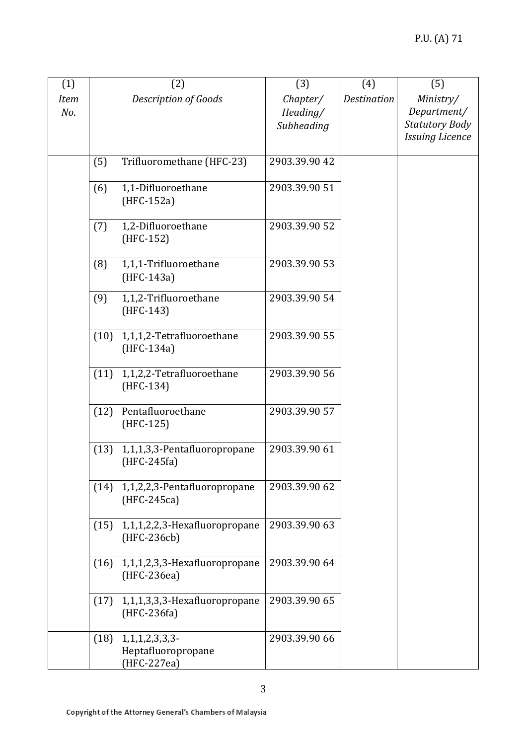| (1)<br>*Item No.* | (2)<br>*Description of Goods* | (3)<br>*Chapter/ Heading/ Subheading* | (4)<br>*Destination* | (5)<br>*Ministry/ Department/ Statutory Body Issuing Licence* |
|---|---|---|---|---|
| | (5) Trifluoromethane (HFC-23) | 2903.39.90 42 | | |
| | (6) 1,1-Difluoroethane (HFC-152a) | 2903.39.90 51 | | |
| | (7) 1,2-Difluoroethane (HFC-152) | 2903.39.90 52 | | |
| | (8) 1,1,1-Trifluoroethane (HFC-143a) | 2903.39.90 53 | | |
| | (9) 1,1,2-Trifluoroethane (HFC-143) | 2903.39.90 54 | | |
| | (10) 1,1,1,2-Tetrafluoroethane (HFC-134a) | 2903.39.90 55 | | |
| | (11) 1,1,2,2-Tetrafluoroethane (HFC-134) | 2903.39.90 56 | | |
| | (12) Pentafluoroethane (HFC-125) | 2903.39.90 57 | | |
| | (13) 1,1,1,3,3-Pentafluoropropane (HFC-245fa) | 2903.39.90 61 | | |
| | (14) 1,1,2,2,3-Pentafluoropropane (HFC-245ca) | 2903.39.90 62 | | |
| | (15) 1,1,1,2,2,3-Hexafluoropropane (HFC-236cb) | 2903.39.90 63 | | |
| | (16) 1,1,1,2,3,3-Hexafluoropropane (HFC-236ea) | 2903.39.90 64 | | |
| | (17) 1,1,1,3,3,3-Hexafluoropropane (HFC-236fa) | 2903.39.90 65 | | |
| | (18) 1,1,1,2,3,3,3-Heptafluoropropane (HFC-227ea) | 2903.39.90 66 | | |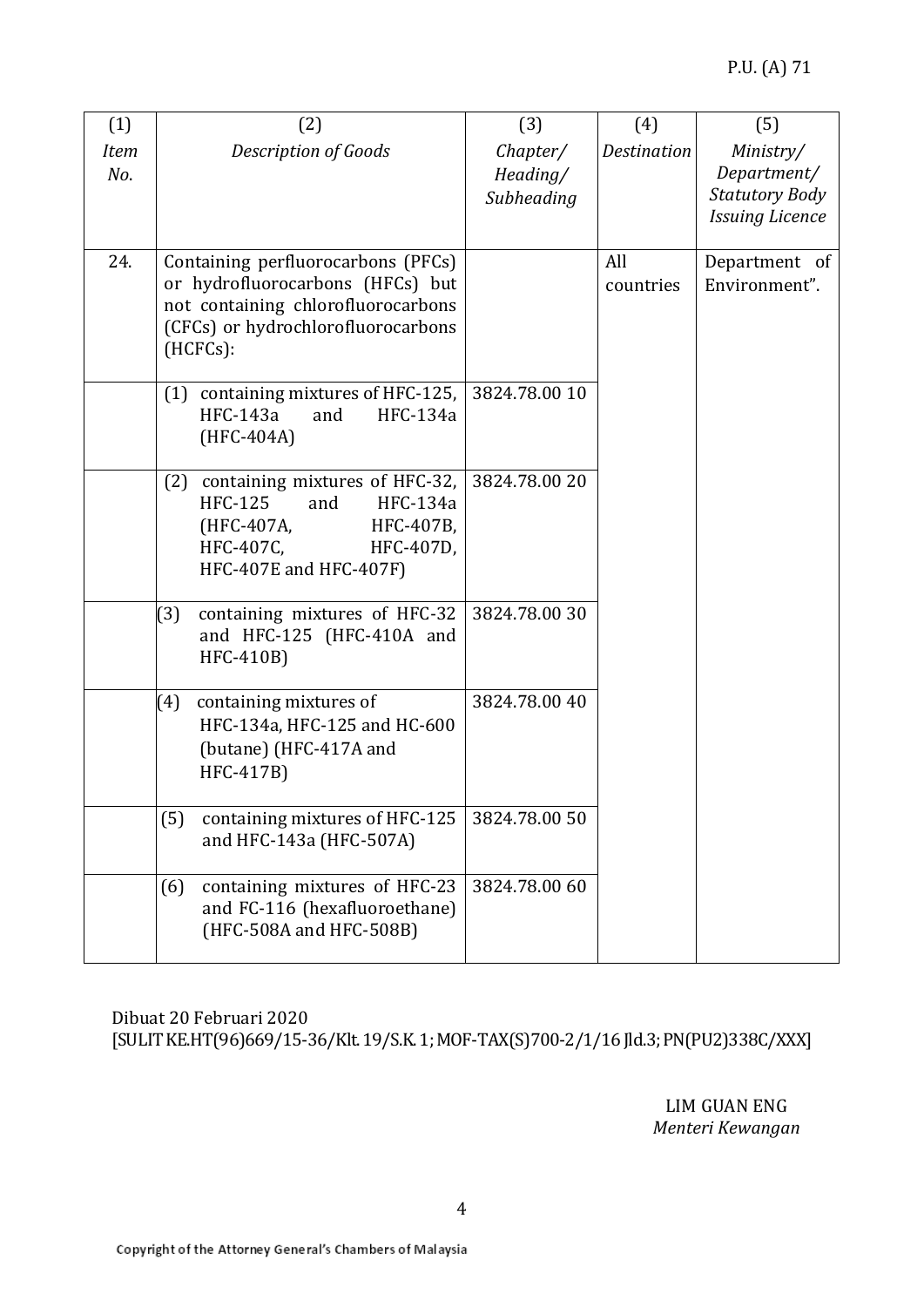| (1) *Item No.* | (2) *Description of Goods* | (3) *Chapter/ Heading/ Subheading* | (4) *Destination* | (5) *Ministry/ Department/ Statutory Body Issuing Licence* |
|---|---|---|---|---|
| 24. | Containing perfluorocarbons (PFCs) or hydrofluorocarbons (HFCs) but not containing chlorofluorocarbons (CFCs) or hydrochlorofluorocarbons (HCFCs): | | All countries | Department of Environment". |
| | (1) containing mixtures of HFC-125, HFC-143a and HFC-134a (HFC-404A) | 3824.78.00 10 | | |
| | (2) containing mixtures of HFC-32, HFC-125 and HFC-134a (HFC-407A, HFC-407B, HFC-407C, HFC-407D, HFC-407E and HFC-407F) | 3824.78.00 20 | | |
| | (3) containing mixtures of HFC-32 and HFC-125 (HFC-410A and HFC-410B) | 3824.78.00 30 | | |
| | (4) containing mixtures of HFC-134a, HFC-125 and HC-600 (butane) (HFC-417A and HFC-417B) | 3824.78.00 40 | | |
| | (5) containing mixtures of HFC-125 and HFC-143a (HFC-507A) | 3824.78.00 50 | | |
| | (6) containing mixtures of HFC-23 and FC-116 (hexafluoroethane) (HFC-508A and HFC-508B) | 3824.78.00 60 | | |

Dibuat 20 Februari 2020
[SULIT KE.HT(96)669/15-36/Klt. 19/S.K. 1; MOF-TAX(S)700-2/1/16 Jld.3; PN(PU2)338C/XXX]

LIM GUAN ENG
*Menteri Kewangan*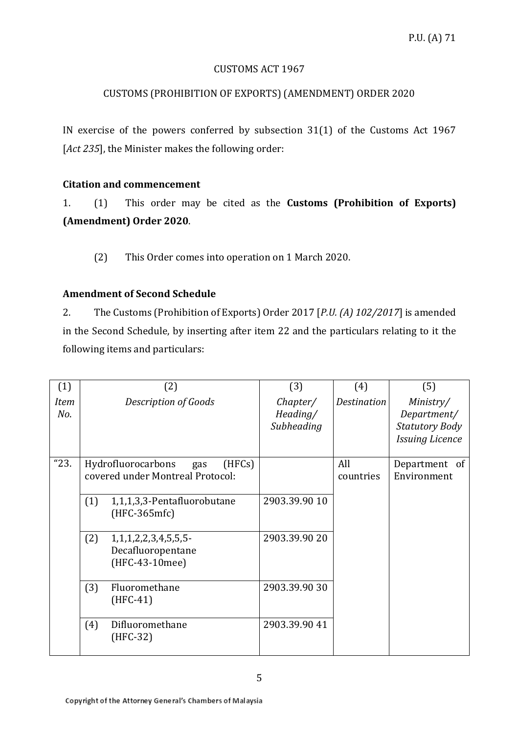CUSTOMS ACT 1967

CUSTOMS (PROHIBITION OF EXPORTS) (AMENDMENT) ORDER 2020

IN exercise of the powers conferred by subsection 31(1) of the Customs Act 1967 [*Act 235*], the Minister makes the following order:

**Citation and commencement**

1. (1) This order may be cited as the **Customs (Prohibition of Exports) (Amendment) Order 2020**.

(2) This Order comes into operation on 1 March 2020.

**Amendment of Second Schedule**

2. The Customs (Prohibition of Exports) Order 2017 [*P.U. (A) 102/2017*] is amended in the Second Schedule, by inserting after item 22 and the particulars relating to it the following items and particulars:

| (1) *Item No.* | (2) *Description of Goods* | (3) *Chapter/ Heading/ Subheading* | (4) *Destination* | (5) *Ministry/ Department/ Statutory Body Issuing Licence* |
|---|---|---|---|---|
| "23. | Hydrofluorocarbons gas (HFCs) covered under Montreal Protocol: | | All countries | Department of Environment |
| | (1) 1,1,1,3,3-Pentafluorobutane (HFC-365mfc) | 2903.39.90 10 | | |
| | (2) 1,1,1,2,2,3,4,5,5,5-Decafluoropentane (HFC-43-10mee) | 2903.39.90 20 | | |
| | (3) Fluoromethane (HFC-41) | 2903.39.90 30 | | |
| | (4) Difluoromethane (HFC-32) | 2903.39.90 41 | | |

Copyright of the Attorney General's Chambers of Malaysia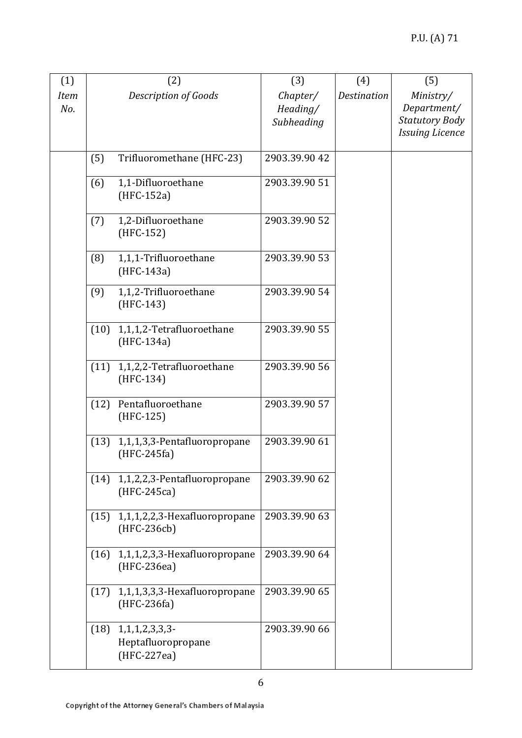| (1) Item No. | (2) Description of Goods | (3) Chapter/ Heading/ Subheading | (4) Destination | (5) Ministry/ Department/ Statutory Body Issuing Licence |
|---|---|---|---|---|
| | (5) Trifluoromethane (HFC-23) | 2903.39.90 42 | | |
| | (6) 1,1-Difluoroethane (HFC-152a) | 2903.39.90 51 | | |
| | (7) 1,2-Difluoroethane (HFC-152) | 2903.39.90 52 | | |
| | (8) 1,1,1-Trifluoroethane (HFC-143a) | 2903.39.90 53 | | |
| | (9) 1,1,2-Trifluoroethane (HFC-143) | 2903.39.90 54 | | |
| | (10) 1,1,1,2-Tetrafluoroethane (HFC-134a) | 2903.39.90 55 | | |
| | (11) 1,1,2,2-Tetrafluoroethane (HFC-134) | 2903.39.90 56 | | |
| | (12) Pentafluoroethane (HFC-125) | 2903.39.90 57 | | |
| | (13) 1,1,1,3,3-Pentafluoropropane (HFC-245fa) | 2903.39.90 61 | | |
| | (14) 1,1,2,2,3-Pentafluoropropane (HFC-245ca) | 2903.39.90 62 | | |
| | (15) 1,1,1,2,2,3-Hexafluoropropane (HFC-236cb) | 2903.39.90 63 | | |
| | (16) 1,1,1,2,3,3-Hexafluoropropane (HFC-236ea) | 2903.39.90 64 | | |
| | (17) 1,1,1,3,3,3-Hexafluoropropane (HFC-236fa) | 2903.39.90 65 | | |
| | (18) 1,1,1,2,3,3,3-Heptafluoropropane (HFC-227ea) | 2903.39.90 66 | | |

Copyright of the Attorney General's Chambers of Malaysia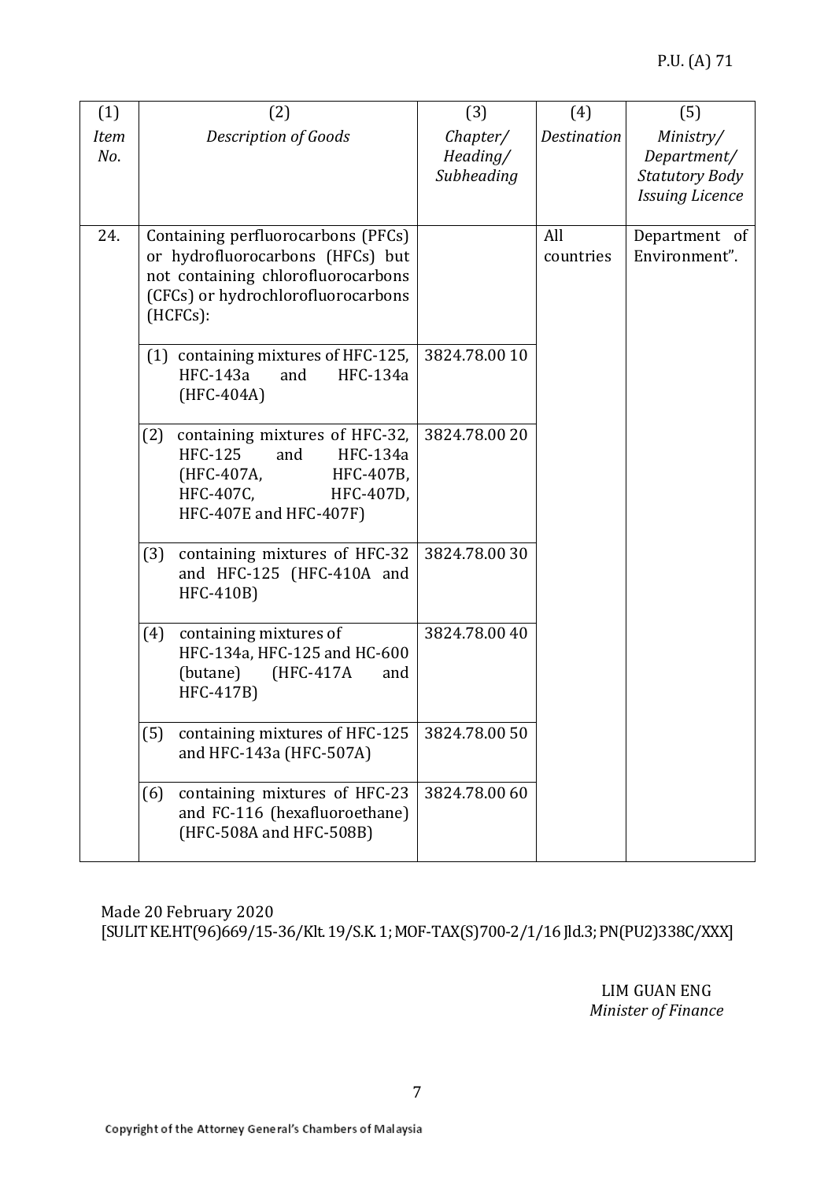| (1) *Item No.* | (2) *Description of Goods* | (3) *Chapter/ Heading/ Subheading* | (4) *Destination* | (5) *Ministry/ Department/ Statutory Body Issuing Licence* |
|---|---|---|---|---|
| 24. | Containing perfluorocarbons (PFCs) or hydrofluorocarbons (HFCs) but not containing chlorofluorocarbons (CFCs) or hydrochlorofluorocarbons (HCFCs): | | All countries | Department of Environment". |
| | (1) containing mixtures of HFC-125, HFC-143a and HFC-134a (HFC-404A) | 3824.78.00 10 | | |
| | (2) containing mixtures of HFC-32, HFC-125 and HFC-134a (HFC-407A, HFC-407B, HFC-407C, HFC-407D, HFC-407E and HFC-407F) | 3824.78.00 20 | | |
| | (3) containing mixtures of HFC-32 and HFC-125 (HFC-410A and HFC-410B) | 3824.78.00 30 | | |
| | (4) containing mixtures of HFC-134a, HFC-125 and HC-600 (butane) (HFC-417A and HFC-417B) | 3824.78.00 40 | | |
| | (5) containing mixtures of HFC-125 and HFC-143a (HFC-507A) | 3824.78.00 50 | | |
| | (6) containing mixtures of HFC-23 and FC-116 (hexafluoroethane) (HFC-508A and HFC-508B) | 3824.78.00 60 | | |

Made 20 February 2020
[SULIT KE.HT(96)669/15-36/Klt. 19/S.K. 1; MOF-TAX(S)700-2/1/16 Jld.3; PN(PU2)338C/XXX]

LIM GUAN ENG
*Minister of Finance*